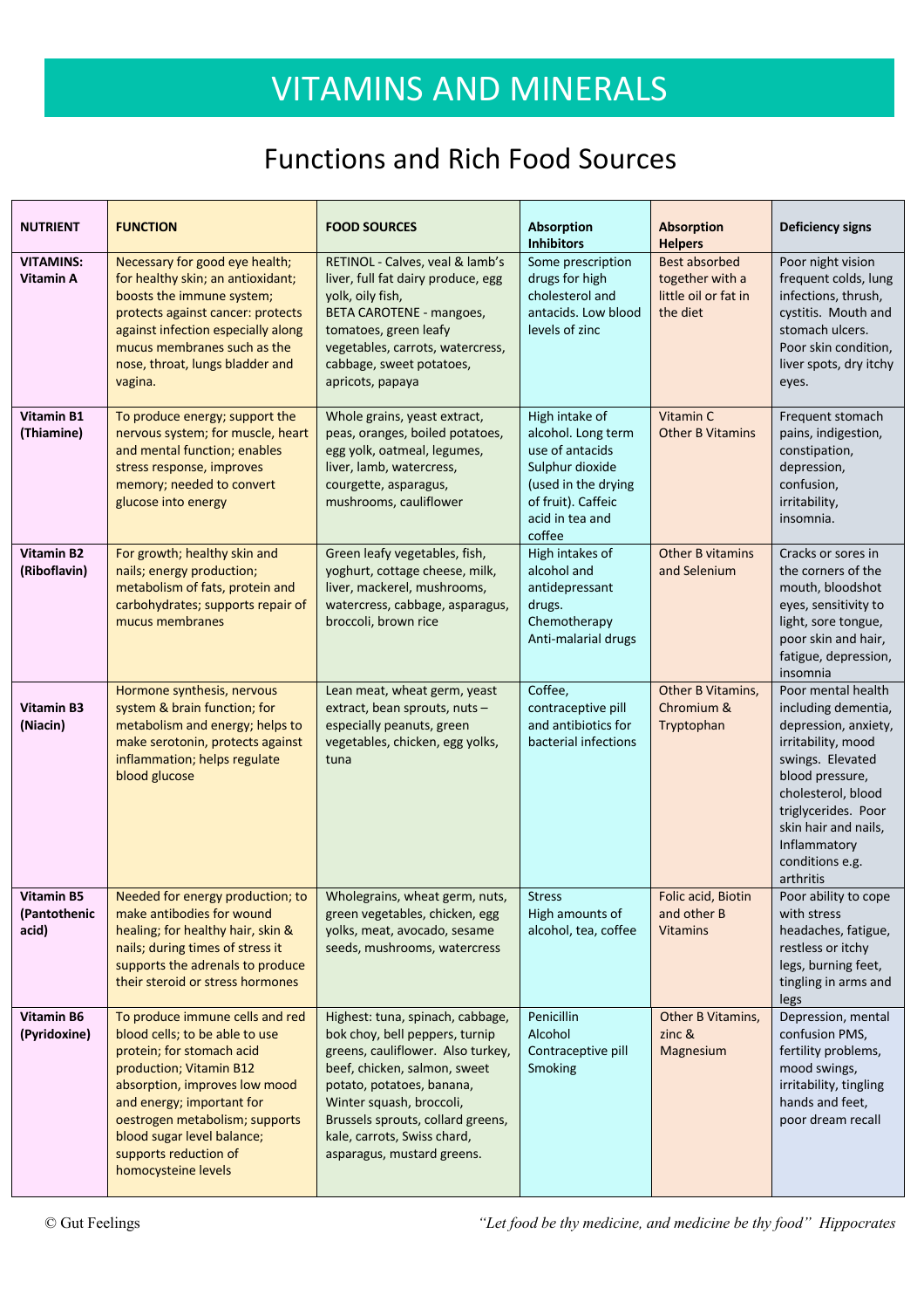# VITAMINS AND MINERALS

## Functions and Rich Food Sources

| NUTRIENT | FUNCTION | FOOD SOURCES | Absorption Inhibitors | Absorption Helpers | Deficiency signs |
|---|---|---|---|---|---|
| **VITAMINS: Vitamin A** | Necessary for good eye health; for healthy skin; an antioxidant; boosts the immune system; protects against cancer: protects against infection especially along mucus membranes such as the nose, throat, lungs bladder and vagina. | RETINOL - Calves, veal & lamb's liver, full fat dairy produce, egg yolk, oily fish, BETA CAROTENE - mangoes, tomatoes, green leafy vegetables, carrots, watercress, cabbage, sweet potatoes, apricots, papaya | Some prescription drugs for high cholesterol and antacids. Low blood levels of zinc | Best absorbed together with a little oil or fat in the diet | Poor night vision frequent colds, lung infections, thrush, cystitis. Mouth and stomach ulcers. Poor skin condition, liver spots, dry itchy eyes. |
| **Vitamin B1 (Thiamine)** | To produce energy; support the nervous system; for muscle, heart and mental function; enables stress response, improves memory; needed to convert glucose into energy | Whole grains, yeast extract, peas, oranges, boiled potatoes, egg yolk, oatmeal, legumes, liver, lamb, watercress, courgette, asparagus, mushrooms, cauliflower | High intake of alcohol. Long term use of antacids Sulphur dioxide (used in the drying of fruit). Caffeic acid in tea and coffee | Vitamin C Other B Vitamins | Frequent stomach pains, indigestion, constipation, depression, confusion, irritability, insomnia. |
| **Vitamin B2 (Riboflavin)** | For growth; healthy skin and nails; energy production; metabolism of fats, protein and carbohydrates; supports repair of mucus membranes | Green leafy vegetables, fish, yoghurt, cottage cheese, milk, liver, mackerel, mushrooms, watercress, cabbage, asparagus, broccoli, brown rice | High intakes of alcohol and antidepressant drugs. Chemotherapy Anti-malarial drugs | Other B vitamins and Selenium | Cracks or sores in the corners of the mouth, bloodshot eyes, sensitivity to light, sore tongue, poor skin and hair, fatigue, depression, insomnia |
| **Vitamin B3 (Niacin)** | Hormone synthesis, nervous system & brain function; for metabolism and energy; helps to make serotonin, protects against inflammation; helps regulate blood glucose | Lean meat, wheat germ, yeast extract, bean sprouts, nuts – especially peanuts, green vegetables, chicken, egg yolks, tuna | Coffee, contraceptive pill and antibiotics for bacterial infections | Other B Vitamins, Chromium & Tryptophan | Poor mental health including dementia, depression, anxiety, irritability, mood swings. Elevated blood pressure, cholesterol, blood triglycerides. Poor skin hair and nails, Inflammatory conditions e.g. arthritis |
| **Vitamin B5 (Pantothenic acid)** | Needed for energy production; to make antibodies for wound healing; for healthy hair, skin & nails; during times of stress it supports the adrenals to produce their steroid or stress hormones | Wholegrains, wheat germ, nuts, green vegetables, chicken, egg yolks, meat, avocado, sesame seeds, mushrooms, watercress | Stress High amounts of alcohol, tea, coffee | Folic acid, Biotin and other B Vitamins | Poor ability to cope with stress headaches, fatigue, restless or itchy legs, burning feet, tingling in arms and legs |
| **Vitamin B6 (Pyridoxine)** | To produce immune cells and red blood cells; to be able to use protein; for stomach acid production; Vitamin B12 absorption, improves low mood and energy; important for oestrogen metabolism; supports blood sugar level balance; supports reduction of homocysteine levels | Highest: tuna, spinach, cabbage, bok choy, bell peppers, turnip greens, cauliflower. Also turkey, beef, chicken, salmon, sweet potato, potatoes, banana, Winter squash, broccoli, Brussels sprouts, collard greens, kale, carrots, Swiss chard, asparagus, mustard greens. | Penicillin Alcohol Contraceptive pill Smoking | Other B Vitamins, zinc & Magnesium | Depression, mental confusion PMS, fertility problems, mood swings, irritability, tingling hands and feet, poor dream recall |

© Gut Feelings

*"Let food be thy medicine, and medicine be thy food"* Hippocrates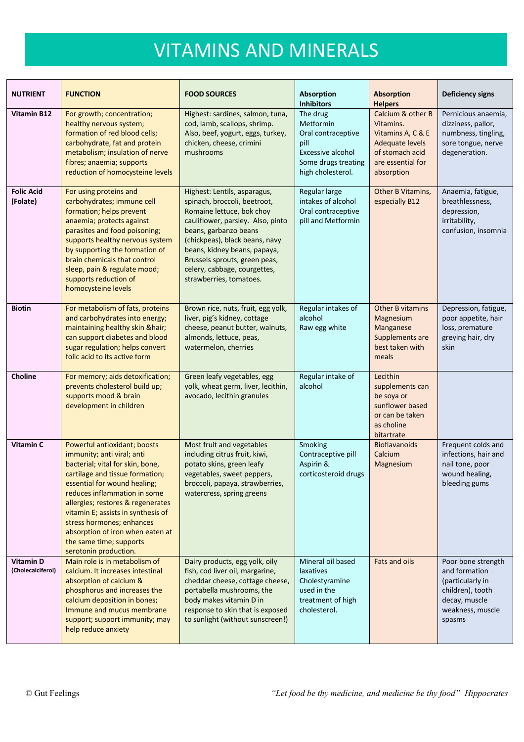# VITAMINS AND MINERALS

| NUTRIENT | FUNCTION | FOOD SOURCES | Absorption Inhibitors | Absorption Helpers | Deficiency signs |
|---|---|---|---|---|---|
| **Vitamin B12** | For growth; concentration; healthy nervous system; formation of red blood cells; carbohydrate, fat and protein metabolism; insulation of nerve fibres; anaemia; supports reduction of homocysteine levels | Highest: sardines, salmon, tuna, cod, lamb, scallops, shrimp. Also, beef, yogurt, eggs, turkey, chicken, cheese, crimini mushrooms | The drug Metformin<br>Oral contraceptive pill<br>Excessive alcohol<br>Some drugs treating high cholesterol. | Calcium & other B Vitamins.<br>Vitamins A, C & E<br>Adequate levels of stomach acid are essential for absorption | Pernicious anaemia, dizziness, pallor, numbness, tingling, sore tongue, nerve degeneration. |
| **Folic Acid (Folate)** | For using proteins and carbohydrates; immune cell formation; helps prevent anaemia; protects against parasites and food poisoning; supports healthy nervous system by supporting the formation of brain chemicals that control sleep, pain & regulate mood; supports reduction of homocysteine levels | Highest: Lentils, asparagus, spinach, broccoli, beetroot, Romaine lettuce, bok choy cauliflower, parsley. Also, pinto beans, garbanzo beans (chickpeas), black beans, navy beans, kidney beans, papaya, Brussels sprouts, green peas, celery, cabbage, courgettes, strawberries, tomatoes. | Regular large intakes of alcohol<br>Oral contraceptive pill and Metformin | Other B Vitamins, especially B12 | Anaemia, fatigue, breathlessness, depression, irritability, confusion, insomnia |
| **Biotin** | For metabolism of fats, proteins and carbohydrates into energy; maintaining healthy skin &hair; can support diabetes and blood sugar regulation; helps convert folic acid to its active form | Brown rice, nuts, fruit, egg yolk, liver, pig's kidney, cottage cheese, peanut butter, walnuts, almonds, lettuce, peas, watermelon, cherries | Regular intakes of alcohol<br>Raw egg white | Other B vitamins<br>Magnesium<br>Manganese<br>Supplements are best taken with meals | Depression, fatigue, poor appetite, hair loss, premature greying hair, dry skin |
| **Choline** | For memory; aids detoxification; prevents cholesterol build up; supports mood & brain development in children | Green leafy vegetables, egg yolk, wheat germ, liver, lecithin, avocado, lecithin granules | Regular intake of alcohol | Lecithin supplements can be soya or sunflower based or can be taken as choline bitartrate | |
| **Vitamin C** | Powerful antioxidant; boosts immunity; anti viral; anti bacterial; vital for skin, bone, cartilage and tissue formation; essential for wound healing; reduces inflammation in some allergies; restores & regenerates vitamin E; assists in synthesis of stress hormones; enhances absorption of iron when eaten at the same time; supports serotonin production. | Most fruit and vegetables including citrus fruit, kiwi, potato skins, green leafy vegetables, sweet peppers, broccoli, papaya, strawberries, watercress, spring greens | Smoking<br>Contraceptive pill<br>Aspirin & corticosteroid drugs | Bioflavanoids<br>Calcium<br>Magnesium | Frequent colds and infections, hair and nail tone, poor wound healing, bleeding gums |
| **Vitamin D (Cholecalciferol)** | Main role is in metabolism of calcium. It increases intestinal absorption of calcium & phosphorus and increases the calcium deposition in bones; Immune and mucus membrane support; support immunity; may help reduce anxiety | Dairy products, egg yolk, oily fish, cod liver oil, margarine, cheddar cheese, cottage cheese, portabella mushrooms, the body makes vitamin D in response to skin that is exposed to sunlight (without sunscreen!) | Mineral oil based laxatives<br>Cholestyramine used in the treatment of high cholesterol. | Fats and oils | Poor bone strength and formation (particularly in children), tooth decay, muscle weakness, muscle spasms |

© Gut Feelings

*"Let food be thy medicine, and medicine be thy food"* Hippocrates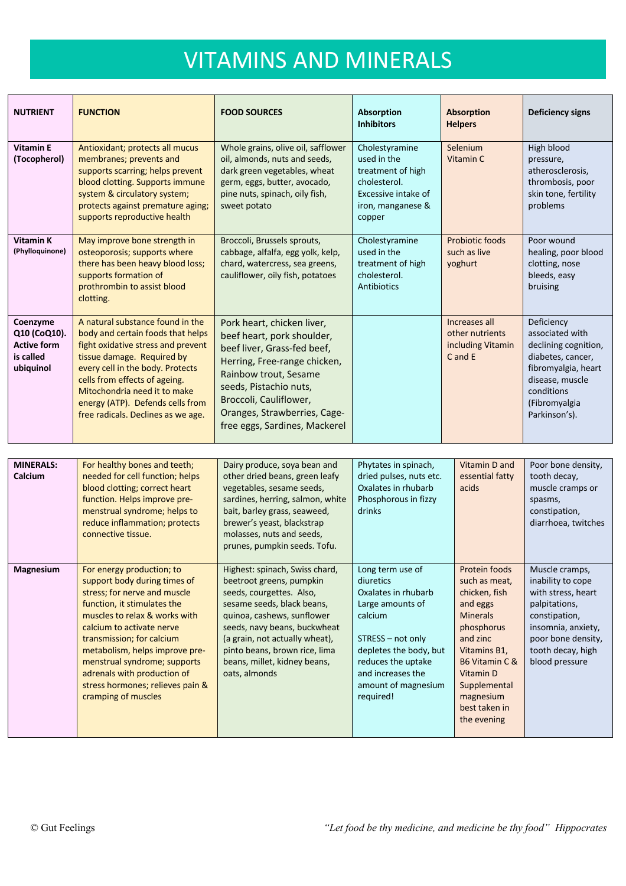# VITAMINS AND MINERALS

| NUTRIENT | FUNCTION | FOOD SOURCES | Absorption Inhibitors | Absorption Helpers | Deficiency signs |
|---|---|---|---|---|---|
| **Vitamin E (Tocopherol)** | Antioxidant; protects all mucus membranes; prevents and supports scarring; helps prevent blood clotting. Supports immune system & circulatory system; protects against premature aging; supports reproductive health | Whole grains, olive oil, safflower oil, almonds, nuts and seeds, dark green vegetables, wheat germ, eggs, butter, avocado, pine nuts, spinach, oily fish, sweet potato | Cholestyramine used in the treatment of high cholesterol. Excessive intake of iron, manganese & copper | Selenium Vitamin C | High blood pressure, atherosclerosis, thrombosis, poor skin tone, fertility problems |
| **Vitamin K (Phylloquinone)** | May improve bone strength in osteoporosis; supports where there has been heavy blood loss; supports formation of prothrombin to assist blood clotting. | Broccoli, Brussels sprouts, cabbage, alfalfa, egg yolk, kelp, chard, watercress, sea greens, cauliflower, oily fish, potatoes | Cholestyramine used in the treatment of high cholesterol. Antibiotics | Probiotic foods such as live yoghurt | Poor wound healing, poor blood clotting, nose bleeds, easy bruising |
| **Coenzyme Q10 (CoQ10). Active form is called ubiquinol** | A natural substance found in the body and certain foods that helps fight oxidative stress and prevent tissue damage. Required by every cell in the body. Protects cells from effects of ageing. Mitochondria need it to make energy (ATP). Defends cells from free radicals. Declines as we age. | Pork heart, chicken liver, beef heart, pork shoulder, beef liver, Grass-fed beef, Herring, Free-range chicken, Rainbow trout, Sesame seeds, Pistachio nuts, Broccoli, Cauliflower, Oranges, Strawberries, Cage-free eggs, Sardines, Mackerel | | Increases all other nutrients including Vitamin C and E | Deficiency associated with declining cognition, diabetes, cancer, fibromyalgia, heart disease, muscle conditions (Fibromyalgia Parkinson's). |

| MINERALS: | | | | | |
|---|---|---|---|---|---|
| **Calcium** | For healthy bones and teeth; needed for cell function; helps blood clotting; correct heart function. Helps improve pre-menstrual syndrome; helps to reduce inflammation; protects connective tissue. | Dairy produce, soya bean and other dried beans, green leafy vegetables, sesame seeds, sardines, herring, salmon, white bait, barley grass, seaweed, brewer's yeast, blackstrap molasses, nuts and seeds, prunes, pumpkin seeds. Tofu. | Phytates in spinach, dried pulses, nuts etc. Oxalates in rhubarb Phosphorous in fizzy drinks | Vitamin D and essential fatty acids | Poor bone density, tooth decay, muscle cramps or spasms, constipation, diarrhoea, twitches |
| **Magnesium** | For energy production; to support body during times of stress; for nerve and muscle function, it stimulates the muscles to relax & works with calcium to activate nerve transmission; for calcium metabolism, helps improve pre-menstrual syndrome; supports adrenals with production of stress hormones; relieves pain & cramping of muscles | Highest: spinach, Swiss chard, beetroot greens, pumpkin seeds, courgettes. Also, sesame seeds, black beans, quinoa, cashews, sunflower seeds, navy beans, buckwheat (a grain, not actually wheat), pinto beans, brown rice, lima beans, millet, kidney beans, oats, almonds | Long term use of diuretics Oxalates in rhubarb Large amounts of calcium<br><br>STRESS – not only depletes the body, but reduces the uptake and increases the amount of magnesium required! | Protein foods such as meat, chicken, fish and eggs Minerals phosphorus and zinc Vitamins B1, B6 Vitamin C & Vitamin D Supplemental magnesium best taken in the evening | Muscle cramps, inability to cope with stress, heart palpitations, constipation, insomnia, anxiety, poor bone density, tooth decay, high blood pressure |

© Gut Feelings

*"Let food be thy medicine, and medicine be thy food" Hippocrates*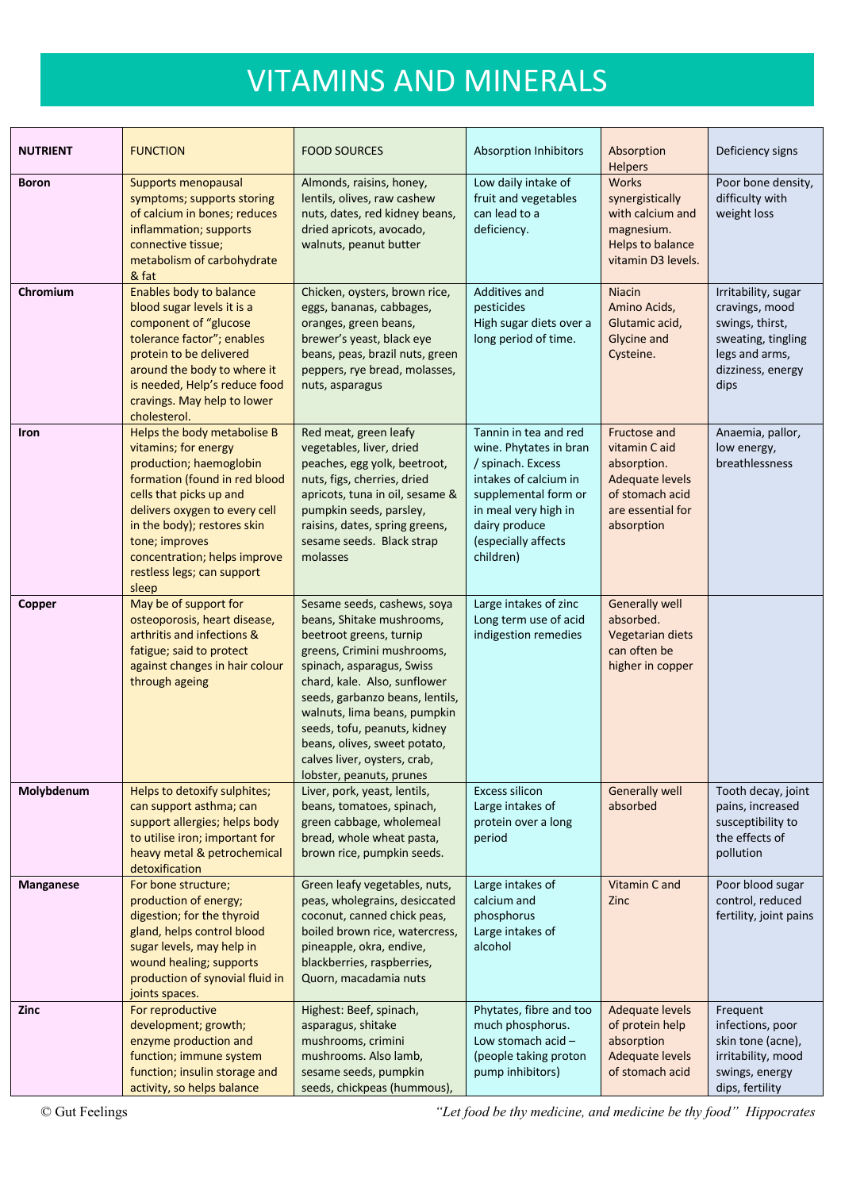# VITAMINS AND MINERALS

| NUTRIENT | FUNCTION | FOOD SOURCES | Absorption Inhibitors | Absorption Helpers | Deficiency signs |
|---|---|---|---|---|---|
| **Boron** | Supports menopausal symptoms; supports storing of calcium in bones; reduces inflammation; supports connective tissue; metabolism of carbohydrate & fat | Almonds, raisins, honey, lentils, olives, raw cashew nuts, dates, red kidney beans, dried apricots, avocado, walnuts, peanut butter | Low daily intake of fruit and vegetables can lead to a deficiency. | Works synergistically with calcium and magnesium. Helps to balance vitamin D3 levels. | Poor bone density, difficulty with weight loss |
| **Chromium** | Enables body to balance blood sugar levels it is a component of "glucose tolerance factor"; enables protein to be delivered around the body to where it is needed, Help's reduce food cravings. May help to lower cholesterol. | Chicken, oysters, brown rice, eggs, bananas, cabbages, oranges, green beans, brewer's yeast, black eye beans, peas, brazil nuts, green peppers, rye bread, molasses, nuts, asparagus | Additives and pesticides High sugar diets over a long period of time. | Niacin Amino Acids, Glutamic acid, Glycine and Cysteine. | Irritability, sugar cravings, mood swings, thirst, sweating, tingling legs and arms, dizziness, energy dips |
| **Iron** | Helps the body metabolise B vitamins; for energy production; haemoglobin formation (found in red blood cells that picks up and delivers oxygen to every cell in the body); restores skin tone; improves concentration; helps improve restless legs; can support sleep | Red meat, green leafy vegetables, liver, dried peaches, egg yolk, beetroot, nuts, figs, cherries, dried apricots, tuna in oil, sesame & pumpkin seeds, parsley, raisins, dates, spring greens, sesame seeds. Black strap molasses | Tannin in tea and red wine. Phytates in bran / spinach. Excess intakes of calcium in supplemental form or in meal very high in dairy produce (especially affects children) | Fructose and vitamin C aid absorption. Adequate levels of stomach acid are essential for absorption | Anaemia, pallor, low energy, breathlessness |
| **Copper** | May be of support for osteoporosis, heart disease, arthritis and infections & fatigue; said to protect against changes in hair colour through ageing | Sesame seeds, cashews, soya beans, Shitake mushrooms, beetroot greens, turnip greens, Crimini mushrooms, spinach, asparagus, Swiss chard, kale. Also, sunflower seeds, garbanzo beans, lentils, walnuts, lima beans, pumpkin seeds, tofu, peanuts, kidney beans, olives, sweet potato, calves liver, oysters, crab, lobster, peanuts, prunes | Large intakes of zinc Long term use of acid indigestion remedies | Generally well absorbed. Vegetarian diets can often be higher in copper | |
| **Molybdenum** | Helps to detoxify sulphites; can support asthma; can support allergies; helps body to utilise iron; important for heavy metal & petrochemical detoxification | Liver, pork, yeast, lentils, beans, tomatoes, spinach, green cabbage, wholemeal bread, whole wheat pasta, brown rice, pumpkin seeds. | Excess silicon Large intakes of protein over a long period | Generally well absorbed | Tooth decay, joint pains, increased susceptibility to the effects of pollution |
| **Manganese** | For bone structure; production of energy; digestion; for the thyroid gland, helps control blood sugar levels, may help in wound healing; supports production of synovial fluid in joints spaces. | Green leafy vegetables, nuts, peas, wholegrains, desiccated coconut, canned chick peas, boiled brown rice, watercress, pineapple, okra, endive, blackberries, raspberries, Quorn, macadamia nuts | Large intakes of calcium and phosphorus Large intakes of alcohol | Vitamin C and Zinc | Poor blood sugar control, reduced fertility, joint pains |
| **Zinc** | For reproductive development; growth; enzyme production and function; immune system function; insulin storage and activity, so helps balance | Highest: Beef, spinach, asparagus, shitake mushrooms, crimini mushrooms. Also lamb, sesame seeds, pumpkin seeds, chickpeas (hummous), | Phytates, fibre and too much phosphorus. Low stomach acid – (people taking proton pump inhibitors) | Adequate levels of protein help absorption Adequate levels of stomach acid | Frequent infections, poor skin tone (acne), irritability, mood swings, energy dips, fertility |

© Gut Feelings

*"Let food be thy medicine, and medicine be thy food" Hippocrates*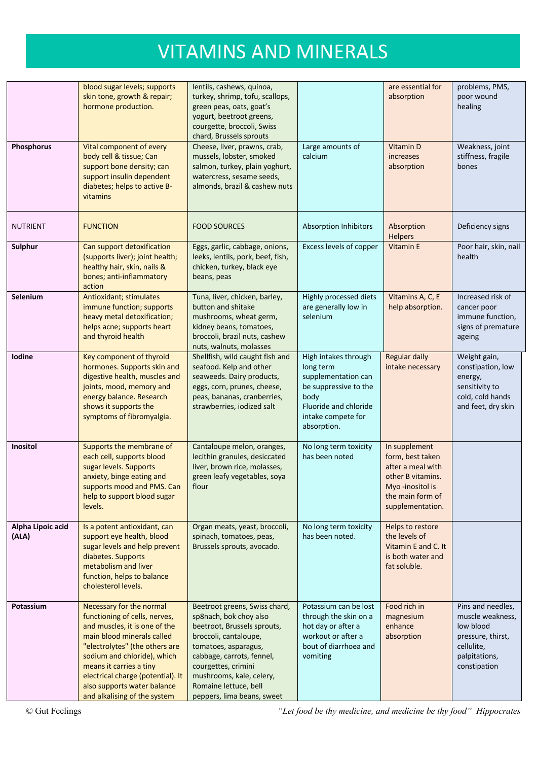# VITAMINS AND MINERALS

| | | | | | |
|---|---|---|---|---|---|
| | blood sugar levels; supports skin tone, growth & repair; hormone production. | lentils, cashews, quinoa, turkey, shrimp, tofu, scallops, green peas, oats, goat's yogurt, beetroot greens, courgette, broccoli, Swiss chard, Brussels sprouts | | are essential for absorption | problems, PMS, poor wound healing |
| **Phosphorus** | Vital component of every body cell & tissue; Can support bone density; can support insulin dependent diabetes; helps to active B-vitamins | Cheese, liver, prawns, crab, mussels, lobster, smoked salmon, turkey, plain yoghurt, watercress, sesame seeds, almonds, brazil & cashew nuts | Large amounts of calcium | Vitamin D increases absorption | Weakness, joint stiffness, fragile bones |
| NUTRIENT | FUNCTION | FOOD SOURCES | Absorption Inhibitors | Absorption Helpers | Deficiency signs |
| **Sulphur** | Can support detoxification (supports liver); joint health; healthy hair, skin, nails & bones; anti-inflammatory action | Eggs, garlic, cabbage, onions, leeks, lentils, pork, beef, fish, chicken, turkey, black eye beans, peas | Excess levels of copper | Vitamin E | Poor hair, skin, nail health |
| **Selenium** | Antioxidant; stimulates immune function; supports heavy metal detoxification; helps acne; supports heart and thyroid health | Tuna, liver, chicken, barley, button and shitake mushrooms, wheat germ, kidney beans, tomatoes, broccoli, brazil nuts, cashew nuts, walnuts, molasses | Highly processed diets are generally low in selenium | Vitamins A, C, E help absorption. | Increased risk of cancer poor immune function, signs of premature ageing |
| **Iodine** | Key component of thyroid hormones. Supports skin and digestive health, muscles and joints, mood, memory and energy balance. Research shows it supports the symptoms of fibromyalgia. | Shellfish, wild caught fish and seafood. Kelp and other seaweeds. Dairy products, eggs, corn, prunes, cheese, peas, bananas, cranberries, strawberries, iodized salt | High intakes through long term supplementation can be suppressive to the body<br>Fluoride and chloride intake compete for absorption. | Regular daily intake necessary | Weight gain, constipation, low energy, sensitivity to cold, cold hands and feet, dry skin |
| **Inositol** | Supports the membrane of each cell, supports blood sugar levels. Supports anxiety, binge eating and supports mood and PMS. Can help to support blood sugar levels. | Cantaloupe melon, oranges, lecithin granules, desiccated liver, brown rice, molasses, green leafy vegetables, soya flour | No long term toxicity has been noted | In supplement form, best taken after a meal with other B vitamins. Myo -inositol is the main form of supplementation. | |
| **Alpha Lipoic acid (ALA)** | Is a potent antioxidant, can support eye health, blood sugar levels and help prevent diabetes. Supports metabolism and liver function, helps to balance cholesterol levels. | Organ meats, yeast, broccoli, spinach, tomatoes, peas, Brussels sprouts, avocado. | No long term toxicity has been noted. | Helps to restore the levels of Vitamin E and C. It is both water and fat soluble. | |
| **Potassium** | Necessary for the normal functioning of cells, nerves, and muscles, it is one of the main blood minerals called "electrolytes" (the others are sodium and chloride), which means it carries a tiny electrical charge (potential). It also supports water balance and alkalising of the system | Beetroot greens, Swiss chard, sp8nach, bok choy also beetroot, Brussels sprouts, broccoli, cantaloupe, tomatoes, asparagus, cabbage, carrots, fennel, courgettes, crimini mushrooms, kale, celery, Romaine lettuce, bell peppers, lima beans, sweet | Potassium can be lost through the skin on a hot day or after a workout or after a bout of diarrhoea and vomiting | Food rich in magnesium enhance absorption | Pins and needles, muscle weakness, low blood pressure, thirst, cellulite, palpitations, constipation |

© Gut Feelings *"Let food be thy medicine, and medicine be thy food" Hippocrates*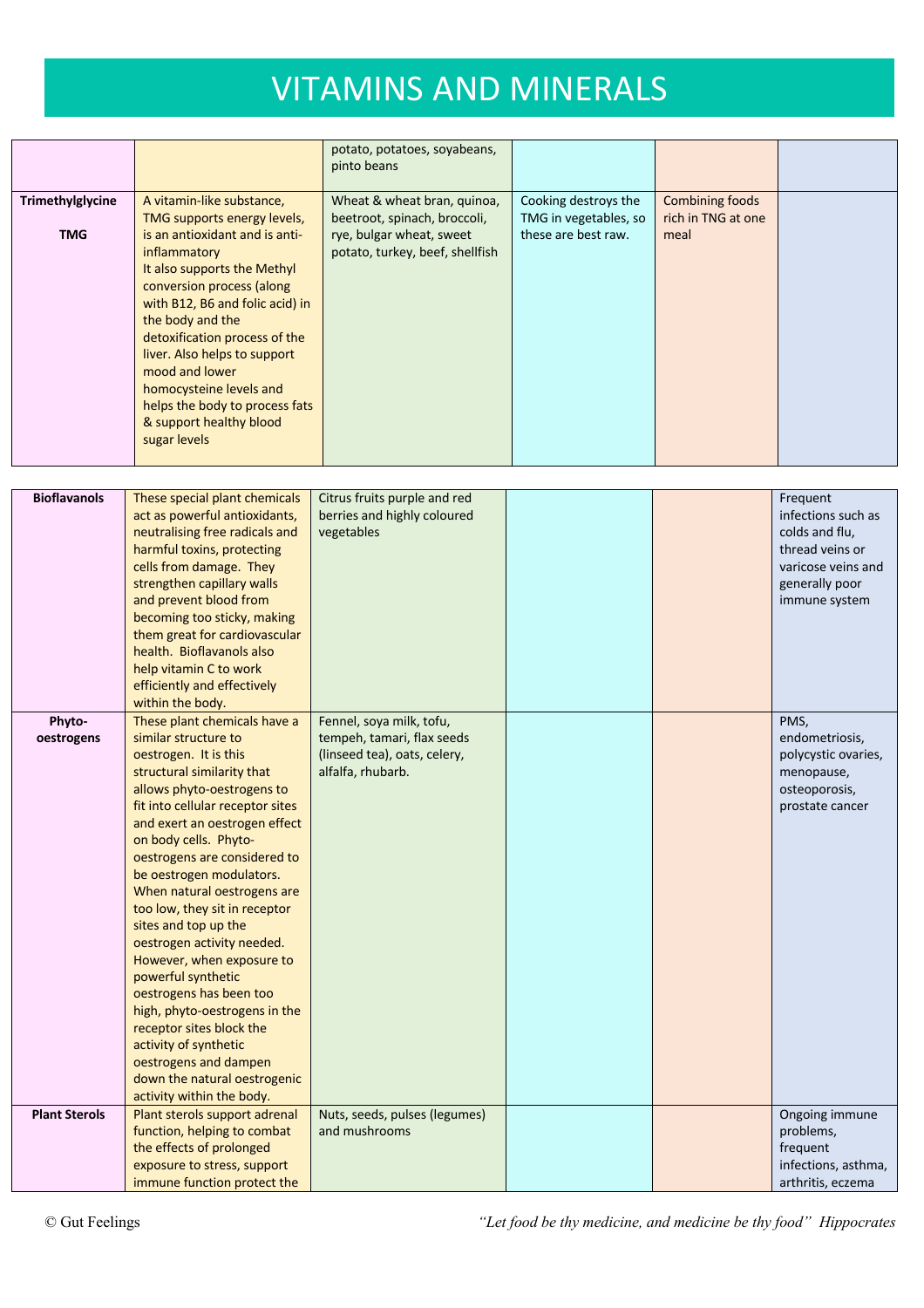# VITAMINS AND MINERALS

| | | | | | |
|---|---|---|---|---|---|
| | | potato, potatoes, soyabeans, pinto beans | | | |
| **Trimethylglycine**<br><br>**TMG** | A vitamin-like substance, TMG supports energy levels, is an antioxidant and is anti-inflammatory<br>It also supports the Methyl conversion process (along with B12, B6 and folic acid) in the body and the detoxification process of the liver. Also helps to support mood and lower homocysteine levels and helps the body to process fats & support healthy blood sugar levels | Wheat & wheat bran, quinoa, beetroot, spinach, broccoli, rye, bulgar wheat, sweet potato, turkey, beef, shellfish | Cooking destroys the TMG in vegetables, so these are best raw. | Combining foods rich in TNG at one meal | |

| | | | | | |
|---|---|---|---|---|---|
| **Bioflavanols** | These special plant chemicals act as powerful antioxidants, neutralising free radicals and harmful toxins, protecting cells from damage. They strengthen capillary walls and prevent blood from becoming too sticky, making them great for cardiovascular health. Bioflavanols also help vitamin C to work efficiently and effectively within the body. | Citrus fruits purple and red berries and highly coloured vegetables | | | Frequent infections such as colds and flu, thread veins or varicose veins and generally poor immune system |
| **Phyto-oestrogens** | These plant chemicals have a similar structure to oestrogen. It is this structural similarity that allows phyto-oestrogens to fit into cellular receptor sites and exert an oestrogen effect on body cells. Phyto-oestrogens are considered to be oestrogen modulators. When natural oestrogens are too low, they sit in receptor sites and top up the oestrogen activity needed. However, when exposure to powerful synthetic oestrogens has been too high, phyto-oestrogens in the receptor sites block the activity of synthetic oestrogens and dampen down the natural oestrogenic activity within the body. | Fennel, soya milk, tofu, tempeh, tamari, flax seeds (linseed tea), oats, celery, alfalfa, rhubarb. | | | PMS, endometriosis, polycystic ovaries, menopause, osteoporosis, prostate cancer |
| **Plant Sterols** | Plant sterols support adrenal function, helping to combat the effects of prolonged exposure to stress, support immune function protect the | Nuts, seeds, pulses (legumes) and mushrooms | | | Ongoing immune problems, frequent infections, asthma, arthritis, eczema |

© Gut Feelings *"Let food be thy medicine, and medicine be thy food" Hippocrates*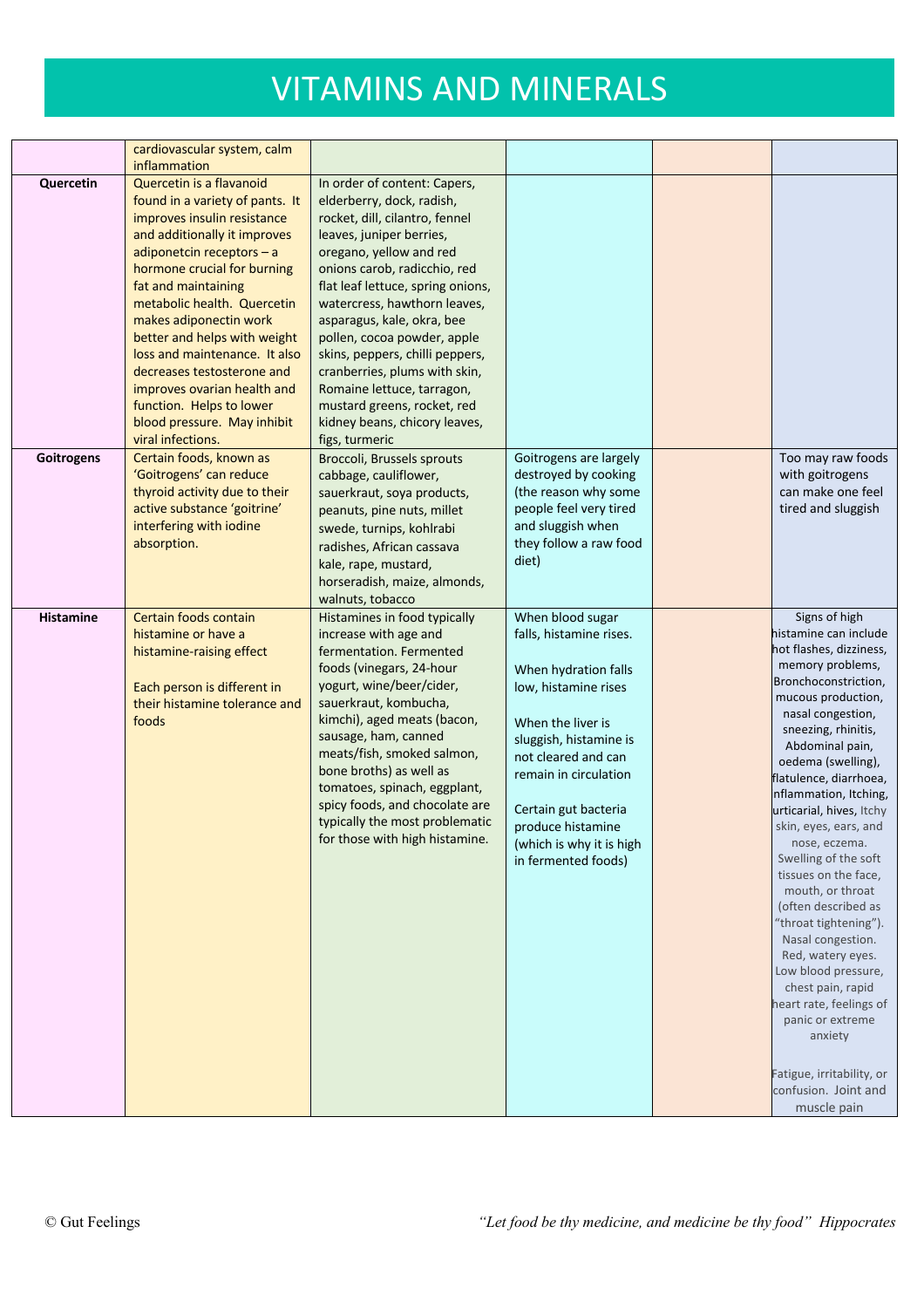# VITAMINS AND MINERALS

| | | | | | |
|---|---|---|---|---|---|
| | cardiovascular system, calm inflammation | | | | |
| **Quercetin** | Quercetin is a flavanoid found in a variety of pants. It improves insulin resistance and additionally it improves adiponetcin receptors – a hormone crucial for burning fat and maintaining metabolic health. Quercetin makes adiponectin work better and helps with weight loss and maintenance. It also decreases testosterone and improves ovarian health and function. Helps to lower blood pressure. May inhibit viral infections. | In order of content: Capers, elderberry, dock, radish, rocket, dill, cilantro, fennel leaves, juniper berries, oregano, yellow and red onions carob, radicchio, red flat leaf lettuce, spring onions, watercress, hawthorn leaves, asparagus, kale, okra, bee pollen, cocoa powder, apple skins, peppers, chilli peppers, cranberries, plums with skin, Romaine lettuce, tarragon, mustard greens, rocket, red kidney beans, chicory leaves, figs, turmeric | | | |
| **Goitrogens** | Certain foods, known as 'Goitrogens' can reduce thyroid activity due to their active substance 'goitrine' interfering with iodine absorption. | Broccoli, Brussels sprouts cabbage, cauliflower, sauerkraut, soya products, peanuts, pine nuts, millet swede, turnips, kohlrabi radishes, African cassava kale, rape, mustard, horseradish, maize, almonds, walnuts, tobacco | Goitrogens are largely destroyed by cooking (the reason why some people feel very tired and sluggish when they follow a raw food diet) | | Too may raw foods with goitrogens can make one feel tired and sluggish |
| **Histamine** | Certain foods contain histamine or have a histamine-raising effect<br><br>Each person is different in their histamine tolerance and foods | Histamines in food typically increase with age and fermentation. Fermented foods (vinegars, 24-hour yogurt, wine/beer/cider, sauerkraut, kombucha, kimchi), aged meats (bacon, sausage, ham, canned meats/fish, smoked salmon, bone broths) as well as tomatoes, spinach, eggplant, spicy foods, and chocolate are typically the most problematic for those with high histamine. | When blood sugar falls, histamine rises.<br><br>When hydration falls low, histamine rises<br><br>When the liver is sluggish, histamine is not cleared and can remain in circulation<br><br>Certain gut bacteria produce histamine (which is why it is high in fermented foods) | | Signs of high histamine can include hot flashes, dizziness, memory problems, Bronchoconstriction, mucous production, nasal congestion, sneezing, rhinitis, Abdominal pain, oedema (swelling), flatulence, diarrhoea, inflammation, Itching, urticarial, hives, Itchy skin, eyes, ears, and nose, eczema. Swelling of the soft tissues on the face, mouth, or throat (often described as "throat tightening"). Nasal congestion. Red, watery eyes. Low blood pressure, chest pain, rapid heart rate, feelings of panic or extreme anxiety<br><br>Fatigue, irritability, or confusion. Joint and muscle pain |

© Gut Feelings

*"Let food be thy medicine, and medicine be thy food" Hippocrates*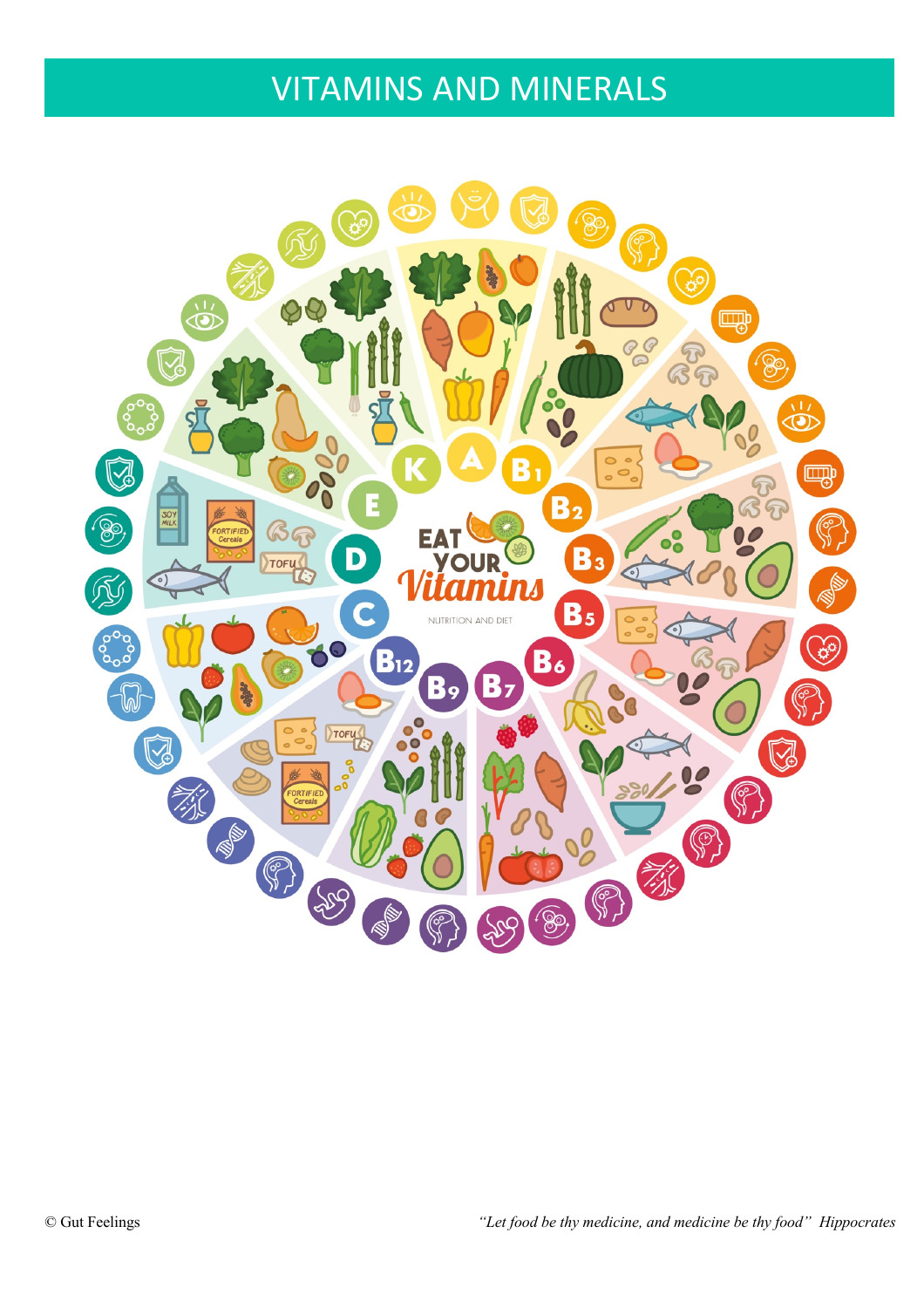# VITAMINS AND MINERALS

EAT YOUR Vitamins

NUTRITION AND DIET

A

B1

B2

B3

B5

B6

B7

B9

B12

C

D

E

K

SOY MILK

FORTIFIED Cereals

TOFU

© Gut Feelings

*"Let food be thy medicine, and medicine be thy food" Hippocrates*